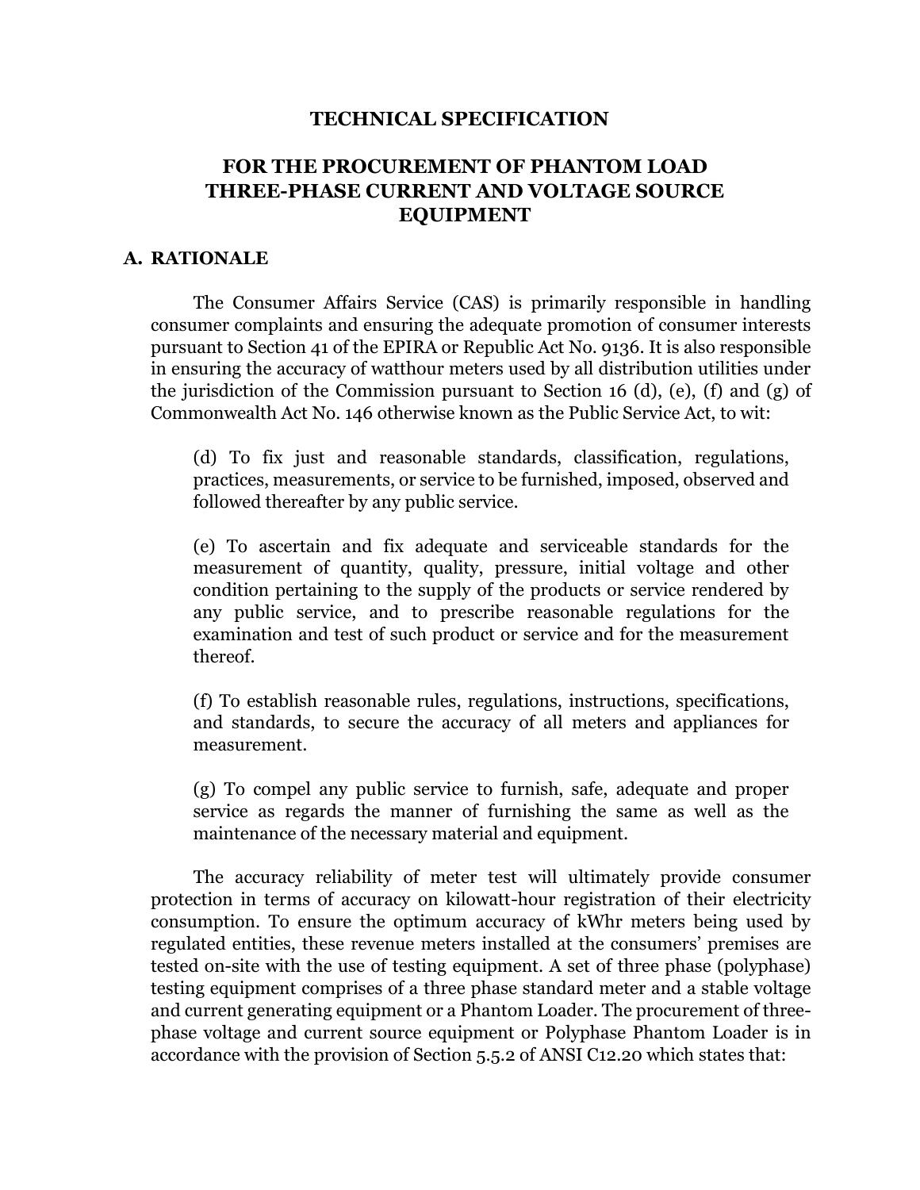# TECHNICAL SPECIFICATION

## FOR THE PROCUREMENT OF PHANTOM LOAD THREE-PHASE CURRENT AND VOLTAGE SOURCE EQUIPMENT

### A. RATIONALE

The Consumer Affairs Service (CAS) is primarily responsible in handling consumer complaints and ensuring the adequate promotion of consumer interests pursuant to Section 41 of the EPIRA or Republic Act No. 9136. It is also responsible in ensuring the accuracy of watthour meters used by all distribution utilities under the jurisdiction of the Commission pursuant to Section 16 (d), (e), (f) and (g) of Commonwealth Act No. 146 otherwise known as the Public Service Act, to wit:

> (d) To fix just and reasonable standards, classification, regulations, practices, measurements, or service to be furnished, imposed, observed and followed thereafter by any public service.
>
> (e) To ascertain and fix adequate and serviceable standards for the measurement of quantity, quality, pressure, initial voltage and other condition pertaining to the supply of the products or service rendered by any public service, and to prescribe reasonable regulations for the examination and test of such product or service and for the measurement thereof.
>
> (f) To establish reasonable rules, regulations, instructions, specifications, and standards, to secure the accuracy of all meters and appliances for measurement.
>
> (g) To compel any public service to furnish, safe, adequate and proper service as regards the manner of furnishing the same as well as the maintenance of the necessary material and equipment.

The accuracy reliability of meter test will ultimately provide consumer protection in terms of accuracy on kilowatt-hour registration of their electricity consumption. To ensure the optimum accuracy of kWhr meters being used by regulated entities, these revenue meters installed at the consumers' premises are tested on-site with the use of testing equipment. A set of three phase (polyphase) testing equipment comprises of a three phase standard meter and a stable voltage and current generating equipment or a Phantom Loader. The procurement of three-phase voltage and current source equipment or Polyphase Phantom Loader is in accordance with the provision of Section 5.5.2 of ANSI C12.20 which states that: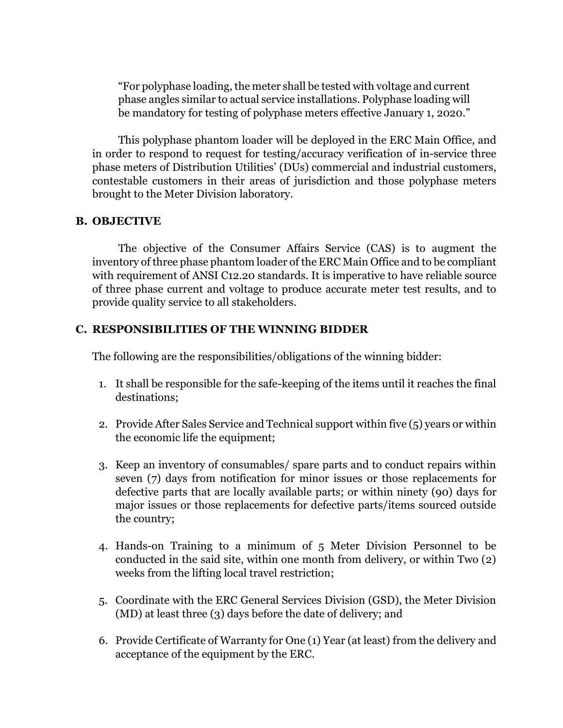"For polyphase loading, the meter shall be tested with voltage and current phase angles similar to actual service installations. Polyphase loading will be mandatory for testing of polyphase meters effective January 1, 2020."

This polyphase phantom loader will be deployed in the ERC Main Office, and in order to respond to request for testing/accuracy verification of in-service three phase meters of Distribution Utilities' (DUs) commercial and industrial customers, contestable customers in their areas of jurisdiction and those polyphase meters brought to the Meter Division laboratory.

## B. OBJECTIVE

The objective of the Consumer Affairs Service (CAS) is to augment the inventory of three phase phantom loader of the ERC Main Office and to be compliant with requirement of ANSI C12.20 standards. It is imperative to have reliable source of three phase current and voltage to produce accurate meter test results, and to provide quality service to all stakeholders.

## C. RESPONSIBILITIES OF THE WINNING BIDDER

The following are the responsibilities/obligations of the winning bidder:

1. It shall be responsible for the safe-keeping of the items until it reaches the final destinations;
2. Provide After Sales Service and Technical support within five (5) years or within the economic life the equipment;
3. Keep an inventory of consumables/ spare parts and to conduct repairs within seven (7) days from notification for minor issues or those replacements for defective parts that are locally available parts; or within ninety (90) days for major issues or those replacements for defective parts/items sourced outside the country;
4. Hands-on Training to a minimum of 5 Meter Division Personnel to be conducted in the said site, within one month from delivery, or within Two (2) weeks from the lifting local travel restriction;
5. Coordinate with the ERC General Services Division (GSD), the Meter Division (MD) at least three (3) days before the date of delivery; and
6. Provide Certificate of Warranty for One (1) Year (at least) from the delivery and acceptance of the equipment by the ERC.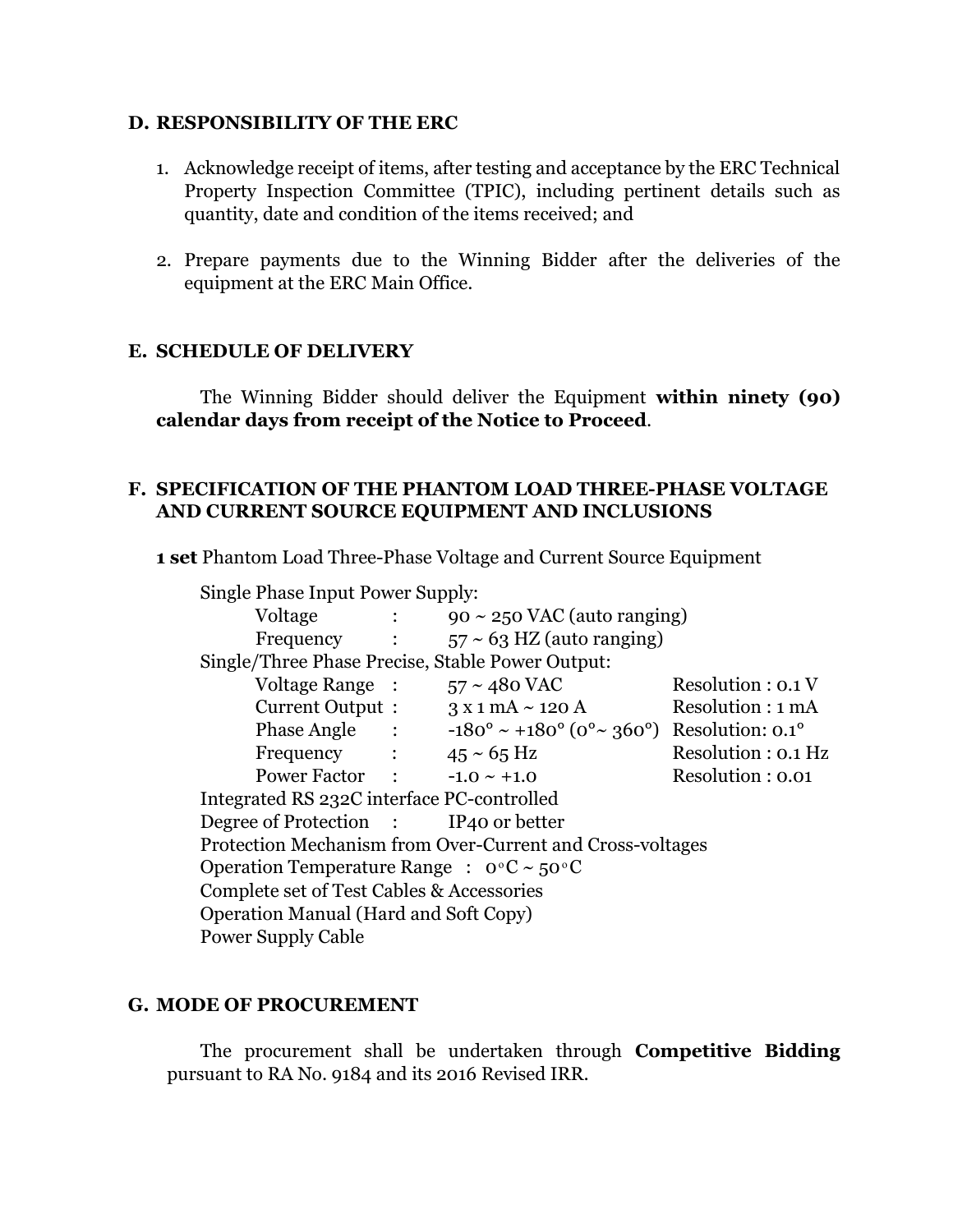## D. RESPONSIBILITY OF THE ERC

1. Acknowledge receipt of items, after testing and acceptance by the ERC Technical Property Inspection Committee (TPIC), including pertinent details such as quantity, date and condition of the items received; and

2. Prepare payments due to the Winning Bidder after the deliveries of the equipment at the ERC Main Office.

## E. SCHEDULE OF DELIVERY

The Winning Bidder should deliver the Equipment **within ninety (90) calendar days from receipt of the Notice to Proceed**.

## F. SPECIFICATION OF THE PHANTOM LOAD THREE-PHASE VOLTAGE AND CURRENT SOURCE EQUIPMENT AND INCLUSIONS

**1 set** Phantom Load Three-Phase Voltage and Current Source Equipment

Single Phase Input Power Supply:

| | | | |
|---|---|---|---|
| Voltage | : | 90 ~ 250 VAC (auto ranging) | |
| Frequency | : | 57 ~ 63 HZ (auto ranging) | |

Single/Three Phase Precise, Stable Power Output:

| | | | |
|---|---|---|---|
| Voltage Range | : | 57 ~ 480 VAC | Resolution : 0.1 V |
| Current Output | : | 3 x 1 mA ~ 120 A | Resolution : 1 mA |
| Phase Angle | : | -180° ~ +180° (0°~ 360°) | Resolution: 0.1° |
| Frequency | : | 45 ~ 65 Hz | Resolution : 0.1 Hz |
| Power Factor | : | -1.0 ~ +1.0 | Resolution : 0.01 |

Integrated RS 232C interface PC-controlled

Degree of Protection : IP40 or better

Protection Mechanism from Over-Current and Cross-voltages

Operation Temperature Range : 0°C ~ 50°C

Complete set of Test Cables & Accessories

Operation Manual (Hard and Soft Copy)

Power Supply Cable

## G. MODE OF PROCUREMENT

The procurement shall be undertaken through **Competitive Bidding** pursuant to RA No. 9184 and its 2016 Revised IRR.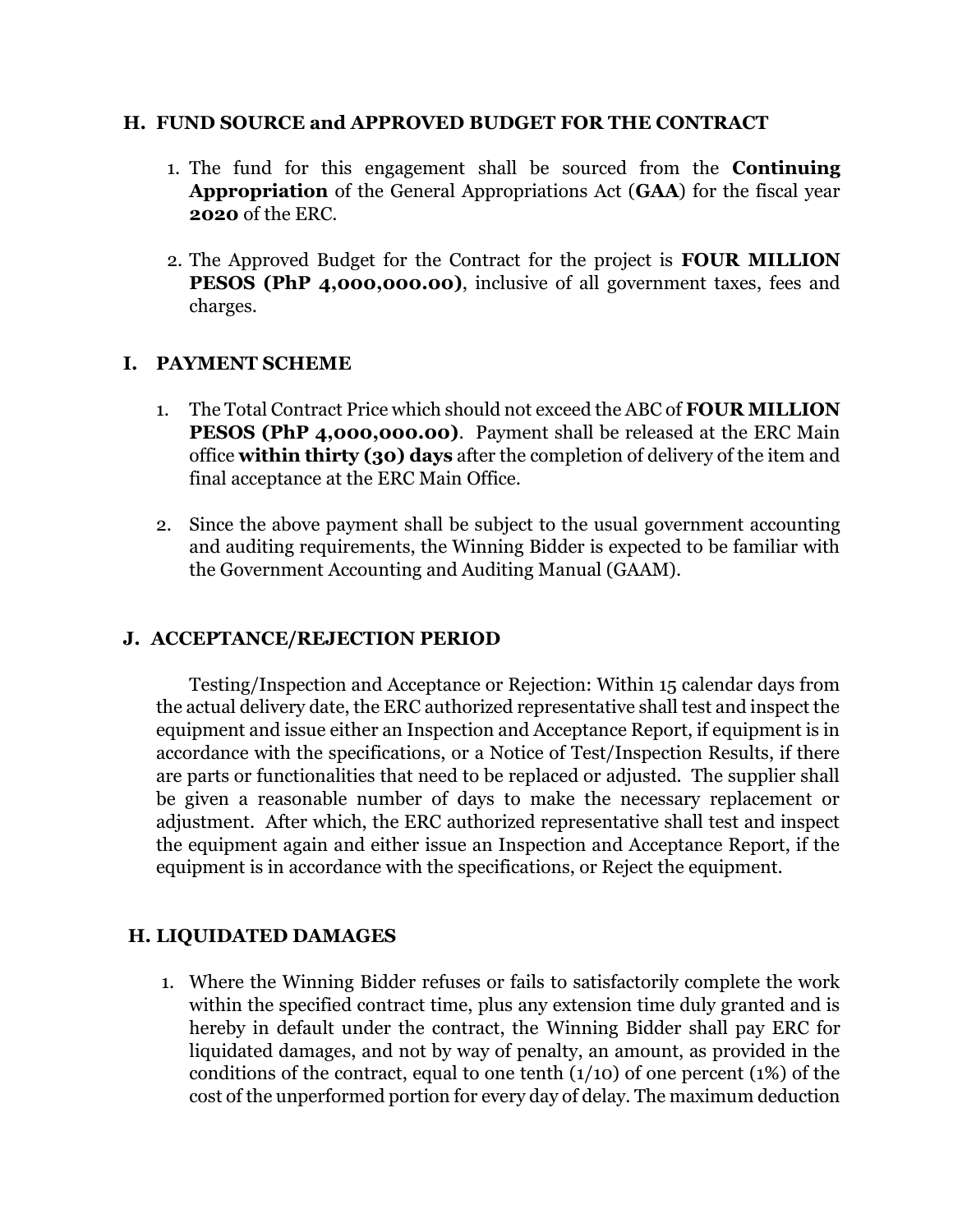## H. FUND SOURCE and APPROVED BUDGET FOR THE CONTRACT

1. The fund for this engagement shall be sourced from the **Continuing Appropriation** of the General Appropriations Act (**GAA**) for the fiscal year **2020** of the ERC.

2. The Approved Budget for the Contract for the project is **FOUR MILLION PESOS (PhP 4,000,000.00)**, inclusive of all government taxes, fees and charges.

## I. PAYMENT SCHEME

1. The Total Contract Price which should not exceed the ABC of **FOUR MILLION PESOS (PhP 4,000,000.00)**. Payment shall be released at the ERC Main office **within thirty (30) days** after the completion of delivery of the item and final acceptance at the ERC Main Office.

2. Since the above payment shall be subject to the usual government accounting and auditing requirements, the Winning Bidder is expected to be familiar with the Government Accounting and Auditing Manual (GAAM).

## J. ACCEPTANCE/REJECTION PERIOD

Testing/Inspection and Acceptance or Rejection: Within 15 calendar days from the actual delivery date, the ERC authorized representative shall test and inspect the equipment and issue either an Inspection and Acceptance Report, if equipment is in accordance with the specifications, or a Notice of Test/Inspection Results, if there are parts or functionalities that need to be replaced or adjusted. The supplier shall be given a reasonable number of days to make the necessary replacement or adjustment. After which, the ERC authorized representative shall test and inspect the equipment again and either issue an Inspection and Acceptance Report, if the equipment is in accordance with the specifications, or Reject the equipment.

## H. LIQUIDATED DAMAGES

1. Where the Winning Bidder refuses or fails to satisfactorily complete the work within the specified contract time, plus any extension time duly granted and is hereby in default under the contract, the Winning Bidder shall pay ERC for liquidated damages, and not by way of penalty, an amount, as provided in the conditions of the contract, equal to one tenth (1/10) of one percent (1%) of the cost of the unperformed portion for every day of delay. The maximum deduction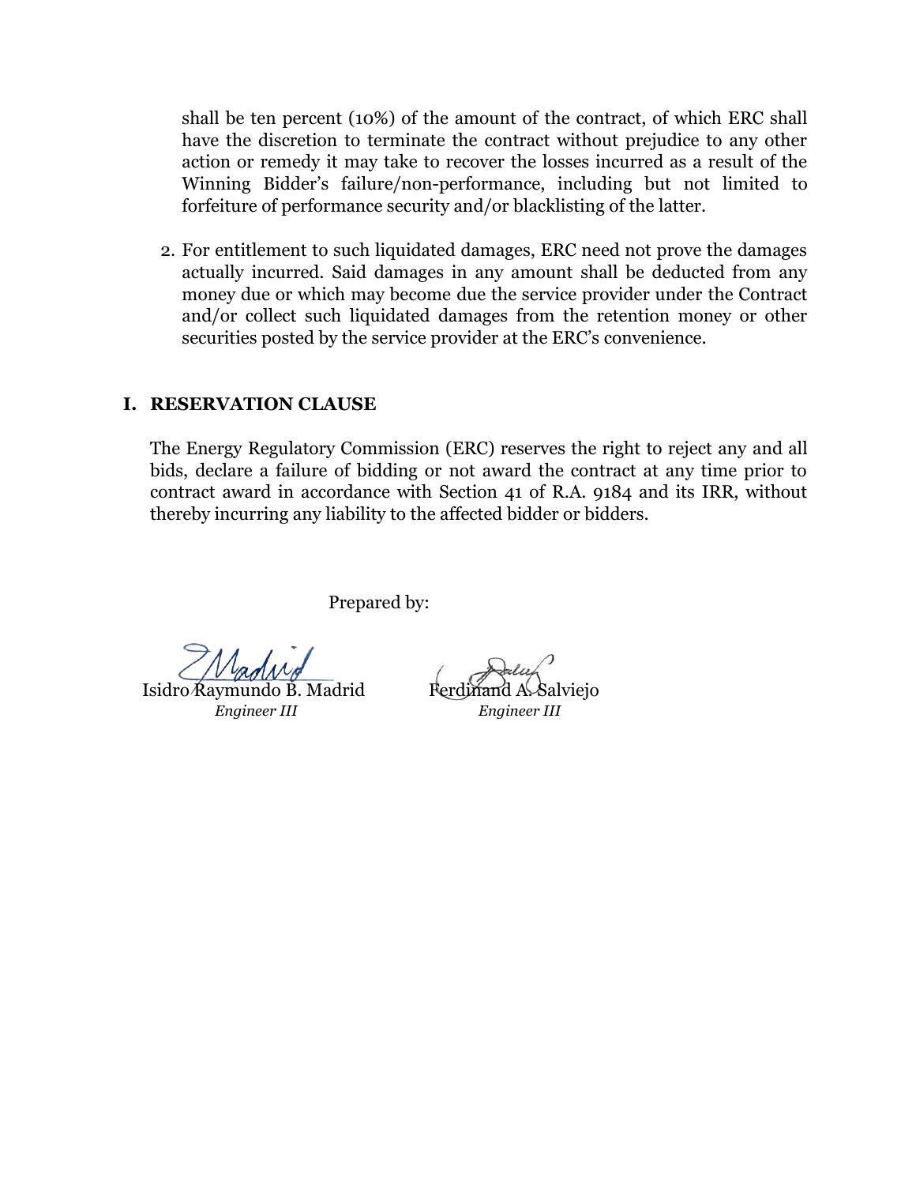shall be ten percent (10%) of the amount of the contract, of which ERC shall have the discretion to terminate the contract without prejudice to any other action or remedy it may take to recover the losses incurred as a result of the Winning Bidder's failure/non-performance, including but not limited to forfeiture of performance security and/or blacklisting of the latter.

2. For entitlement to such liquidated damages, ERC need not prove the damages actually incurred. Said damages in any amount shall be deducted from any money due or which may become due the service provider under the Contract and/or collect such liquidated damages from the retention money or other securities posted by the service provider at the ERC's convenience.

## I. RESERVATION CLAUSE

The Energy Regulatory Commission (ERC) reserves the right to reject any and all bids, declare a failure of bidding or not award the contract at any time prior to contract award in accordance with Section 41 of R.A. 9184 and its IRR, without thereby incurring any liability to the affected bidder or bidders.

Prepared by:

Isidro Raymundo B. Madrid
*Engineer III*

Ferdinand A. Salviejo
*Engineer III*